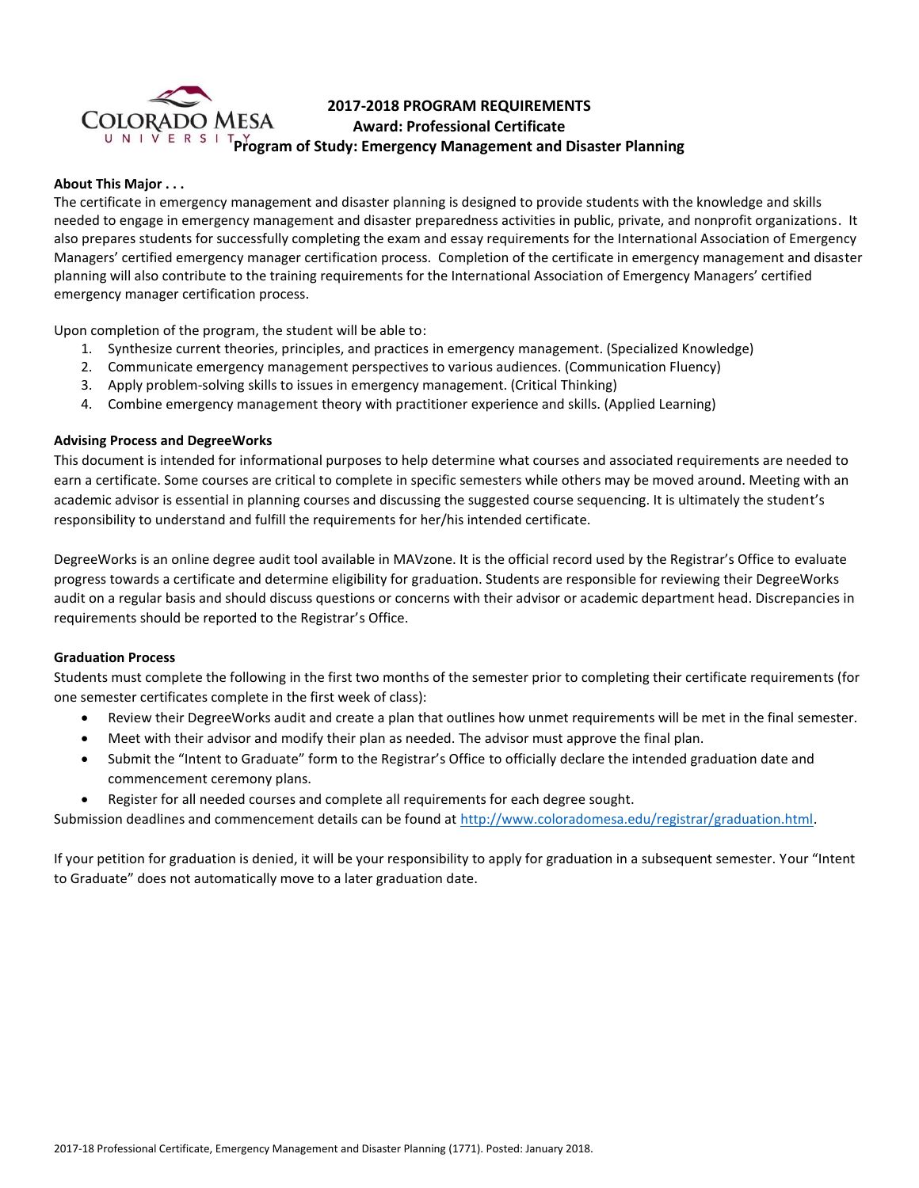# 2017-2018 PROGRAM REQUIREMENTS
## Award: Professional Certificate
## Program of Study: Emergency Management and Disaster Planning

### About This Major . . .

The certificate in emergency management and disaster planning is designed to provide students with the knowledge and skills needed to engage in emergency management and disaster preparedness activities in public, private, and nonprofit organizations. It also prepares students for successfully completing the exam and essay requirements for the International Association of Emergency Managers' certified emergency manager certification process. Completion of the certificate in emergency management and disaster planning will also contribute to the training requirements for the International Association of Emergency Managers' certified emergency manager certification process.

Upon completion of the program, the student will be able to:

1. Synthesize current theories, principles, and practices in emergency management. (Specialized Knowledge)
2. Communicate emergency management perspectives to various audiences. (Communication Fluency)
3. Apply problem-solving skills to issues in emergency management. (Critical Thinking)
4. Combine emergency management theory with practitioner experience and skills. (Applied Learning)

### Advising Process and DegreeWorks

This document is intended for informational purposes to help determine what courses and associated requirements are needed to earn a certificate. Some courses are critical to complete in specific semesters while others may be moved around. Meeting with an academic advisor is essential in planning courses and discussing the suggested course sequencing. It is ultimately the student's responsibility to understand and fulfill the requirements for her/his intended certificate.

DegreeWorks is an online degree audit tool available in MAVzone. It is the official record used by the Registrar's Office to evaluate progress towards a certificate and determine eligibility for graduation. Students are responsible for reviewing their DegreeWorks audit on a regular basis and should discuss questions or concerns with their advisor or academic department head. Discrepancies in requirements should be reported to the Registrar's Office.

### Graduation Process

Students must complete the following in the first two months of the semester prior to completing their certificate requirements (for one semester certificates complete in the first week of class):

- Review their DegreeWorks audit and create a plan that outlines how unmet requirements will be met in the final semester.
- Meet with their advisor and modify their plan as needed. The advisor must approve the final plan.
- Submit the "Intent to Graduate" form to the Registrar's Office to officially declare the intended graduation date and commencement ceremony plans.
- Register for all needed courses and complete all requirements for each degree sought.

Submission deadlines and commencement details can be found at http://www.coloradomesa.edu/registrar/graduation.html.

If your petition for graduation is denied, it will be your responsibility to apply for graduation in a subsequent semester. Your "Intent to Graduate" does not automatically move to a later graduation date.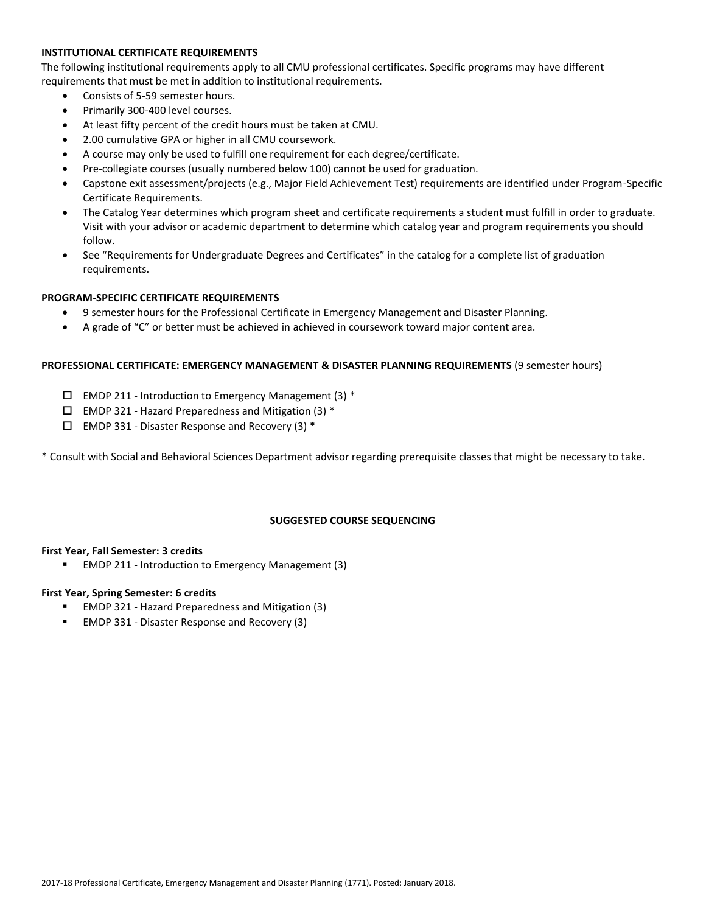## INSTITUTIONAL CERTIFICATE REQUIREMENTS

The following institutional requirements apply to all CMU professional certificates. Specific programs may have different requirements that must be met in addition to institutional requirements.

- Consists of 5-59 semester hours.
- Primarily 300-400 level courses.
- At least fifty percent of the credit hours must be taken at CMU.
- 2.00 cumulative GPA or higher in all CMU coursework.
- A course may only be used to fulfill one requirement for each degree/certificate.
- Pre-collegiate courses (usually numbered below 100) cannot be used for graduation.
- Capstone exit assessment/projects (e.g., Major Field Achievement Test) requirements are identified under Program-Specific Certificate Requirements.
- The Catalog Year determines which program sheet and certificate requirements a student must fulfill in order to graduate. Visit with your advisor or academic department to determine which catalog year and program requirements you should follow.
- See "Requirements for Undergraduate Degrees and Certificates" in the catalog for a complete list of graduation requirements.

## PROGRAM-SPECIFIC CERTIFICATE REQUIREMENTS

- 9 semester hours for the Professional Certificate in Emergency Management and Disaster Planning.
- A grade of "C" or better must be achieved in achieved in coursework toward major content area.

## PROFESSIONAL CERTIFICATE: EMERGENCY MANAGEMENT & DISASTER PLANNING REQUIREMENTS (9 semester hours)

- ☐ EMDP 211 - Introduction to Emergency Management (3) *
- ☐ EMDP 321 - Hazard Preparedness and Mitigation (3) *
- ☐ EMDP 331 - Disaster Response and Recovery (3) *

* Consult with Social and Behavioral Sciences Department advisor regarding prerequisite classes that might be necessary to take.

## SUGGESTED COURSE SEQUENCING

**First Year, Fall Semester: 3 credits**

- EMDP 211 - Introduction to Emergency Management (3)

**First Year, Spring Semester: 6 credits**

- EMDP 321 - Hazard Preparedness and Mitigation (3)
- EMDP 331 - Disaster Response and Recovery (3)

2017-18 Professional Certificate, Emergency Management and Disaster Planning (1771). Posted: January 2018.